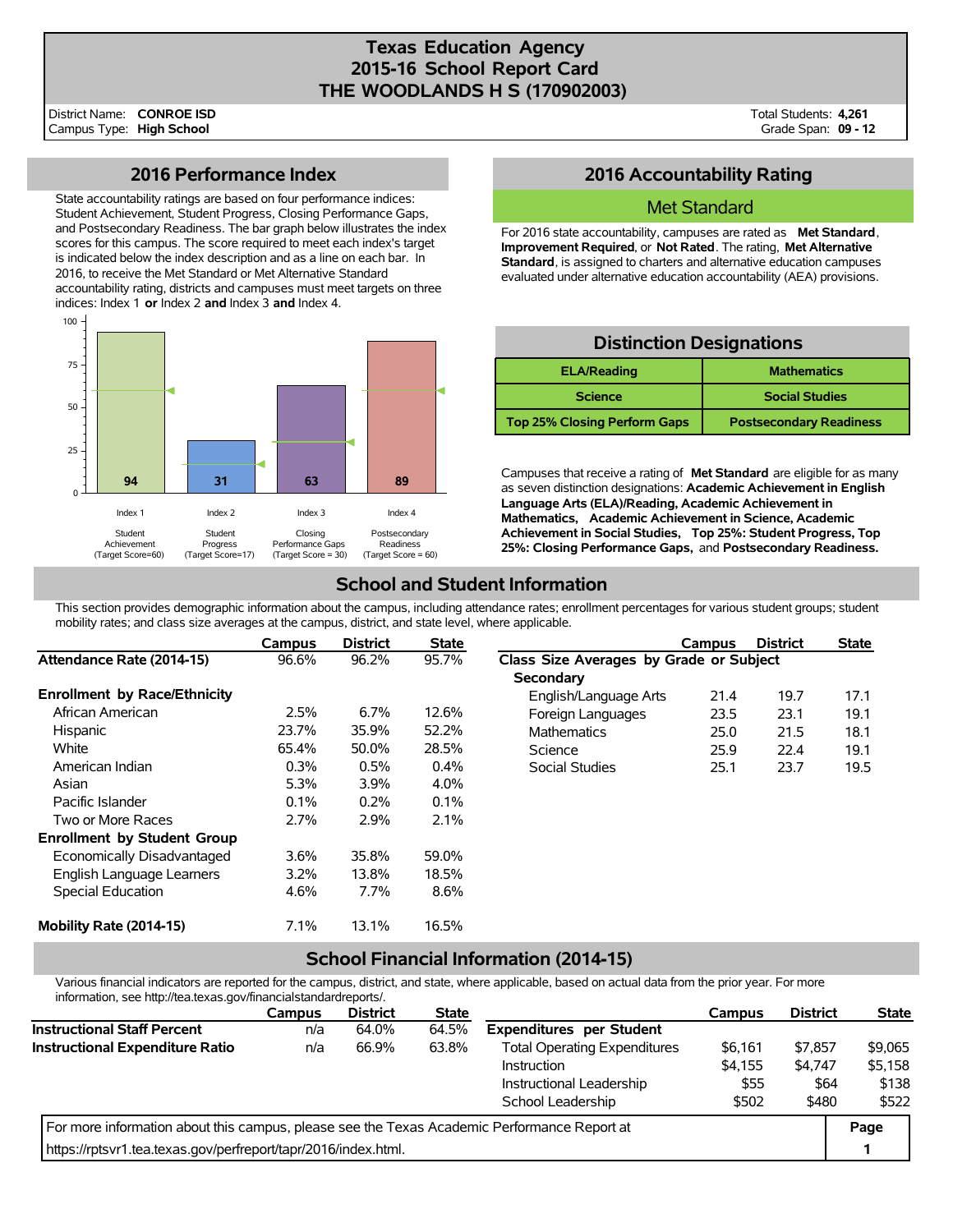# Texas Education Agency
# 2015-16 School Report Card
# THE WOODLANDS H S (170902003)

District Name: **CONROE ISD**
Campus Type: **High School**

Total Students: **4,261**
Grade Span: **09 - 12**

## 2016 Performance Index

State accountability ratings are based on four performance indices: Student Achievement, Student Progress, Closing Performance Gaps, and Postsecondary Readiness. The bar graph below illustrates the index scores for this campus. The score required to meet each index's target is indicated below the index description and as a line on each bar. In 2016, to receive the Met Standard or Met Alternative Standard accountability rating, districts and campuses must meet targets on three indices: Index 1 **or** Index 2 **and** Index 3 **and** Index 4.

| Index | Description | Score | Target Score |
|---|---|---|---|
| Index 1 | Student Achievement | 94 | 60 |
| Index 2 | Student Progress | 31 | 17 |
| Index 3 | Closing Performance Gaps | 63 | 30 |
| Index 4 | Postsecondary Readiness | 89 | 60 |

## 2016 Accountability Rating

**Met Standard**

For 2016 state accountability, campuses are rated as **Met Standard**, **Improvement Required**, or **Not Rated**. The rating, **Met Alternative Standard**, is assigned to charters and alternative education campuses evaluated under alternative education accountability (AEA) provisions.

## Distinction Designations

| ELA/Reading | Mathematics |
|---|---|
| Science | Social Studies |
| Top 25% Closing Perform Gaps | Postsecondary Readiness |

Campuses that receive a rating of **Met Standard** are eligible for as many as seven distinction designations: **Academic Achievement in English Language Arts (ELA)/Reading, Academic Achievement in Mathematics, Academic Achievement in Science, Academic Achievement in Social Studies, Top 25%: Student Progress, Top 25%: Closing Performance Gaps,** and **Postsecondary Readiness.**

## School and Student Information

This section provides demographic information about the campus, including attendance rates; enrollment percentages for various student groups; student mobility rates; and class size averages at the campus, district, and state level, where applicable.

| | Campus | District | State |
|---|---|---|---|
| **Attendance Rate (2014-15)** | 96.6% | 96.2% | 95.7% |
| **Enrollment by Race/Ethnicity** | | | |
| African American | 2.5% | 6.7% | 12.6% |
| Hispanic | 23.7% | 35.9% | 52.2% |
| White | 65.4% | 50.0% | 28.5% |
| American Indian | 0.3% | 0.5% | 0.4% |
| Asian | 5.3% | 3.9% | 4.0% |
| Pacific Islander | 0.1% | 0.2% | 0.1% |
| Two or More Races | 2.7% | 2.9% | 2.1% |
| **Enrollment by Student Group** | | | |
| Economically Disadvantaged | 3.6% | 35.8% | 59.0% |
| English Language Learners | 3.2% | 13.8% | 18.5% |
| Special Education | 4.6% | 7.7% | 8.6% |
| **Mobility Rate (2014-15)** | 7.1% | 13.1% | 16.5% |

| | Campus | District | State |
|---|---|---|---|
| **Class Size Averages by Grade or Subject** | | | |
| **Secondary** | | | |
| English/Language Arts | 21.4 | 19.7 | 17.1 |
| Foreign Languages | 23.5 | 23.1 | 19.1 |
| Mathematics | 25.0 | 21.5 | 18.1 |
| Science | 25.9 | 22.4 | 19.1 |
| Social Studies | 25.1 | 23.7 | 19.5 |

## School Financial Information (2014-15)

Various financial indicators are reported for the campus, district, and state, where applicable, based on actual data from the prior year. For more information, see http://tea.texas.gov/financialstandardreports/.

| | Campus | District | State |
|---|---|---|---|
| **Instructional Staff Percent** | n/a | 64.0% | 64.5% |
| **Instructional Expenditure Ratio** | n/a | 66.9% | 63.8% |

| | Campus | District | State |
|---|---|---|---|
| **Expenditures per Student** | | | |
| Total Operating Expenditures | $6,161 | $7,857 | $9,065 |
| Instruction | $4,155 | $4,747 | $5,158 |
| Instructional Leadership | $55 | $64 | $138 |
| School Leadership | $502 | $480 | $522 |

For more information about this campus, please see the Texas Academic Performance Report at https://rptsvr1.tea.texas.gov/perfreport/tapr/2016/index.html.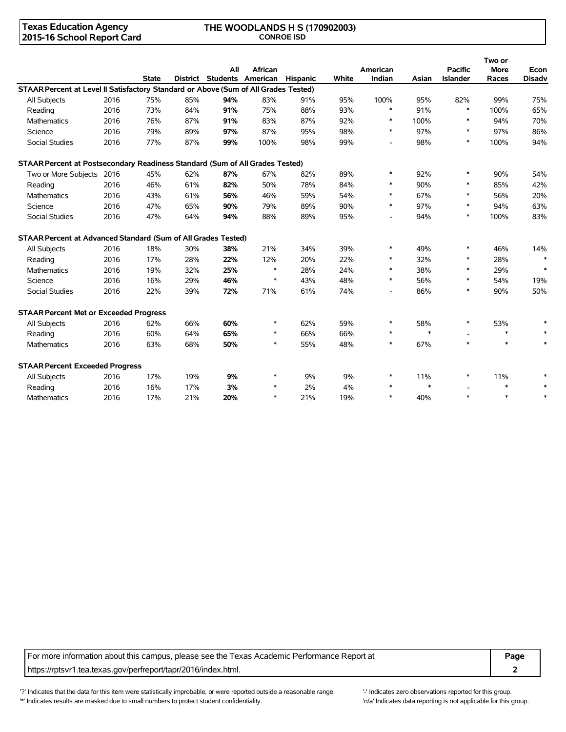**Texas Education Agency**
**2015-16 School Report Card**

**THE WOODLANDS H S (170902003)**
**CONROE ISD**

| | | State | District | All Students | African American | Hispanic | White | American Indian | Asian | Pacific Islander | Two or More Races | Econ Disadv |
|---|---|---|---|---|---|---|---|---|---|---|---|---|
| **STAAR Percent at Level II Satisfactory Standard or Above (Sum of All Grades Tested)** | | | | | | | | | | | | |
| All Subjects | 2016 | 75% | 85% | **94%** | 83% | 91% | 95% | 100% | 95% | 82% | 99% | 75% |
| Reading | 2016 | 73% | 84% | **91%** | 75% | 88% | 93% | * | 91% | * | 100% | 65% |
| Mathematics | 2016 | 76% | 87% | **91%** | 83% | 87% | 92% | * | 100% | * | 94% | 70% |
| Science | 2016 | 79% | 89% | **97%** | 87% | 95% | 98% | * | 97% | * | 97% | 86% |
| Social Studies | 2016 | 77% | 87% | **99%** | 100% | 98% | 99% | - | 98% | * | 100% | 94% |
| **STAAR Percent at Postsecondary Readiness Standard (Sum of All Grades Tested)** | | | | | | | | | | | | |
| Two or More Subjects | 2016 | 45% | 62% | **87%** | 67% | 82% | 89% | * | 92% | * | 90% | 54% |
| Reading | 2016 | 46% | 61% | **82%** | 50% | 78% | 84% | * | 90% | * | 85% | 42% |
| Mathematics | 2016 | 43% | 61% | **56%** | 46% | 59% | 54% | * | 67% | * | 56% | 20% |
| Science | 2016 | 47% | 65% | **90%** | 79% | 89% | 90% | * | 97% | * | 94% | 63% |
| Social Studies | 2016 | 47% | 64% | **94%** | 88% | 89% | 95% | - | 94% | * | 100% | 83% |
| **STAAR Percent at Advanced Standard (Sum of All Grades Tested)** | | | | | | | | | | | | |
| All Subjects | 2016 | 18% | 30% | **38%** | 21% | 34% | 39% | * | 49% | * | 46% | 14% |
| Reading | 2016 | 17% | 28% | **22%** | 12% | 20% | 22% | * | 32% | * | 28% | * |
| Mathematics | 2016 | 19% | 32% | **25%** | * | 28% | 24% | * | 38% | * | 29% | * |
| Science | 2016 | 16% | 29% | **46%** | * | 43% | 48% | * | 56% | * | 54% | 19% |
| Social Studies | 2016 | 22% | 39% | **72%** | 71% | 61% | 74% | - | 86% | * | 90% | 50% |
| **STAAR Percent Met or Exceeded Progress** | | | | | | | | | | | | |
| All Subjects | 2016 | 62% | 66% | **60%** | * | 62% | 59% | * | 58% | * | 53% | * |
| Reading | 2016 | 60% | 64% | **65%** | * | 66% | 66% | * | * | - | * | * |
| Mathematics | 2016 | 63% | 68% | **50%** | * | 55% | 48% | * | 67% | * | * | * |
| **STAAR Percent Exceeded Progress** | | | | | | | | | | | | |
| All Subjects | 2016 | 17% | 19% | **9%** | * | 9% | 9% | * | 11% | * | 11% | * |
| Reading | 2016 | 16% | 17% | **3%** | * | 2% | 4% | * | * | - | * | * |
| Mathematics | 2016 | 17% | 21% | **20%** | * | 21% | 19% | * | 40% | * | * | * |

For more information about this campus, please see the Texas Academic Performance Report at https://rptsvr1.tea.texas.gov/perfreport/tapr/2016/index.html.

'?' Indicates that the data for this item were statistically improbable, or were reported outside a reasonable range.
'*' Indicates results are masked due to small numbers to protect student confidentiality.
'-' Indicates zero observations reported for this group.
'n/a' Indicates data reporting is not applicable for this group.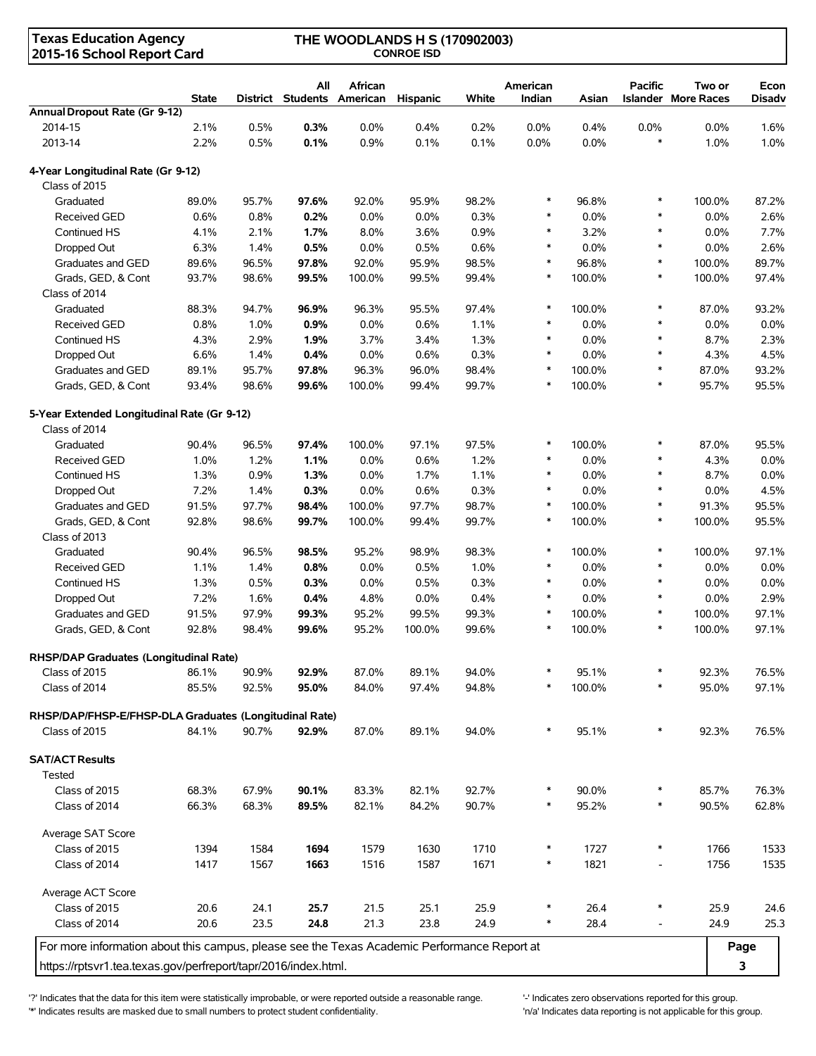**Texas Education Agency**
**2015-16 School Report Card**

**THE WOODLANDS H S (170902003)**
**CONROE ISD**

| | State | District | All Students | African American | Hispanic | White | American Indian | Asian | Pacific Islander | Two or More Races | Econ Disadv |
|---|---|---|---|---|---|---|---|---|---|---|---|
| **Annual Dropout Rate (Gr 9-12)** | | | | | | | | | | | |
| 2014-15 | 2.1% | 0.5% | **0.3%** | 0.0% | 0.4% | 0.2% | 0.0% | 0.4% | 0.0% | 0.0% | 1.6% |
| 2013-14 | 2.2% | 0.5% | **0.1%** | 0.9% | 0.1% | 0.1% | 0.0% | 0.0% | * | 1.0% | 1.0% |
| **4-Year Longitudinal Rate (Gr 9-12)** | | | | | | | | | | | |
| Class of 2015 | | | | | | | | | | | |
| Graduated | 89.0% | 95.7% | **97.6%** | 92.0% | 95.9% | 98.2% | * | 96.8% | * | 100.0% | 87.2% |
| Received GED | 0.6% | 0.8% | **0.2%** | 0.0% | 0.0% | 0.3% | * | 0.0% | * | 0.0% | 2.6% |
| Continued HS | 4.1% | 2.1% | **1.7%** | 8.0% | 3.6% | 0.9% | * | 3.2% | * | 0.0% | 7.7% |
| Dropped Out | 6.3% | 1.4% | **0.5%** | 0.0% | 0.5% | 0.6% | * | 0.0% | * | 0.0% | 2.6% |
| Graduates and GED | 89.6% | 96.5% | **97.8%** | 92.0% | 95.9% | 98.5% | * | 96.8% | * | 100.0% | 89.7% |
| Grads, GED, & Cont | 93.7% | 98.6% | **99.5%** | 100.0% | 99.5% | 99.4% | * | 100.0% | * | 100.0% | 97.4% |
| Class of 2014 | | | | | | | | | | | |
| Graduated | 88.3% | 94.7% | **96.9%** | 96.3% | 95.5% | 97.4% | * | 100.0% | * | 87.0% | 93.2% |
| Received GED | 0.8% | 1.0% | **0.9%** | 0.0% | 0.6% | 1.1% | * | 0.0% | * | 0.0% | 0.0% |
| Continued HS | 4.3% | 2.9% | **1.9%** | 3.7% | 3.4% | 1.3% | * | 0.0% | * | 8.7% | 2.3% |
| Dropped Out | 6.6% | 1.4% | **0.4%** | 0.0% | 0.6% | 0.3% | * | 0.0% | * | 4.3% | 4.5% |
| Graduates and GED | 89.1% | 95.7% | **97.8%** | 96.3% | 96.0% | 98.4% | * | 100.0% | * | 87.0% | 93.2% |
| Grads, GED, & Cont | 93.4% | 98.6% | **99.6%** | 100.0% | 99.4% | 99.7% | * | 100.0% | * | 95.7% | 95.5% |
| **5-Year Extended Longitudinal Rate (Gr 9-12)** | | | | | | | | | | | |
| Class of 2014 | | | | | | | | | | | |
| Graduated | 90.4% | 96.5% | **97.4%** | 100.0% | 97.1% | 97.5% | * | 100.0% | * | 87.0% | 95.5% |
| Received GED | 1.0% | 1.2% | **1.1%** | 0.0% | 0.6% | 1.2% | * | 0.0% | * | 4.3% | 0.0% |
| Continued HS | 1.3% | 0.9% | **1.3%** | 0.0% | 1.7% | 1.1% | * | 0.0% | * | 8.7% | 0.0% |
| Dropped Out | 7.2% | 1.4% | **0.3%** | 0.0% | 0.6% | 0.3% | * | 0.0% | * | 0.0% | 4.5% |
| Graduates and GED | 91.5% | 97.7% | **98.4%** | 100.0% | 97.7% | 98.7% | * | 100.0% | * | 91.3% | 95.5% |
| Grads, GED, & Cont | 92.8% | 98.6% | **99.7%** | 100.0% | 99.4% | 99.7% | * | 100.0% | * | 100.0% | 95.5% |
| Class of 2013 | | | | | | | | | | | |
| Graduated | 90.4% | 96.5% | **98.5%** | 95.2% | 98.9% | 98.3% | * | 100.0% | * | 100.0% | 97.1% |
| Received GED | 1.1% | 1.4% | **0.8%** | 0.0% | 0.5% | 1.0% | * | 0.0% | * | 0.0% | 0.0% |
| Continued HS | 1.3% | 0.5% | **0.3%** | 0.0% | 0.5% | 0.3% | * | 0.0% | * | 0.0% | 0.0% |
| Dropped Out | 7.2% | 1.6% | **0.4%** | 4.8% | 0.0% | 0.4% | * | 0.0% | * | 0.0% | 2.9% |
| Graduates and GED | 91.5% | 97.9% | **99.3%** | 95.2% | 99.5% | 99.3% | * | 100.0% | * | 100.0% | 97.1% |
| Grads, GED, & Cont | 92.8% | 98.4% | **99.6%** | 95.2% | 100.0% | 99.6% | * | 100.0% | * | 100.0% | 97.1% |
| **RHSP/DAP Graduates (Longitudinal Rate)** | | | | | | | | | | | |
| Class of 2015 | 86.1% | 90.9% | **92.9%** | 87.0% | 89.1% | 94.0% | * | 95.1% | * | 92.3% | 76.5% |
| Class of 2014 | 85.5% | 92.5% | **95.0%** | 84.0% | 97.4% | 94.8% | * | 100.0% | * | 95.0% | 97.1% |
| **RHSP/DAP/FHSP-E/FHSP-DLA Graduates (Longitudinal Rate)** | | | | | | | | | | | |
| Class of 2015 | 84.1% | 90.7% | **92.9%** | 87.0% | 89.1% | 94.0% | * | 95.1% | * | 92.3% | 76.5% |
| **SAT/ACT Results** | | | | | | | | | | | |
| Tested | | | | | | | | | | | |
| Class of 2015 | 68.3% | 67.9% | **90.1%** | 83.3% | 82.1% | 92.7% | * | 90.0% | * | 85.7% | 76.3% |
| Class of 2014 | 66.3% | 68.3% | **89.5%** | 82.1% | 84.2% | 90.7% | * | 95.2% | * | 90.5% | 62.8% |
| Average SAT Score | | | | | | | | | | | |
| Class of 2015 | 1394 | 1584 | **1694** | 1579 | 1630 | 1710 | * | 1727 | * | 1766 | 1533 |
| Class of 2014 | 1417 | 1567 | **1663** | 1516 | 1587 | 1671 | * | 1821 | - | 1756 | 1535 |
| Average ACT Score | | | | | | | | | | | |
| Class of 2015 | 20.6 | 24.1 | **25.7** | 21.5 | 25.1 | 25.9 | * | 26.4 | * | 25.9 | 24.6 |
| Class of 2014 | 20.6 | 23.5 | **24.8** | 21.3 | 23.8 | 24.9 | * | 28.4 | - | 24.9 | 25.3 |

For more information about this campus, please see the Texas Academic Performance Report at https://rptsvr1.tea.texas.gov/perfreport/tapr/2016/index.html.

'?' Indicates that the data for this item were statistically improbable, or were reported outside a reasonable range.
'*' Indicates results are masked due to small numbers to protect student confidentiality.
'-' Indicates zero observations reported for this group.
'n/a' Indicates data reporting is not applicable for this group.